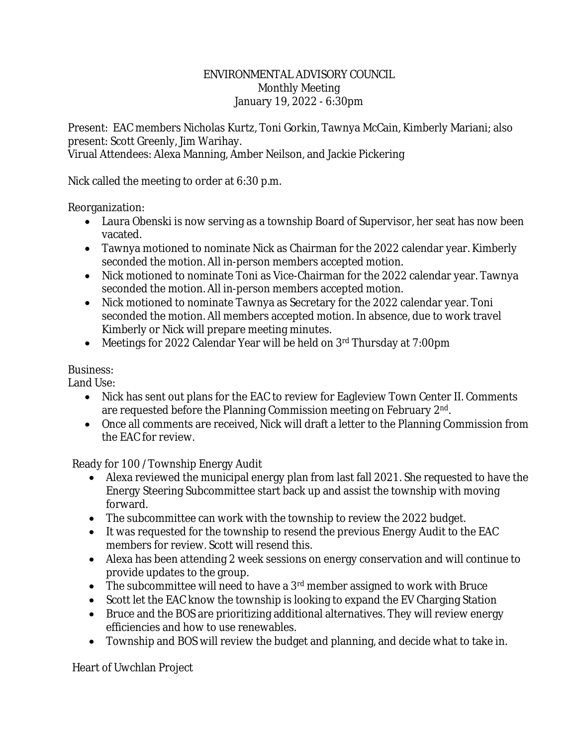ENVIRONMENTAL ADVISORY COUNCIL
Monthly Meeting
January 19, 2022 - 6:30pm

Present: EAC members Nicholas Kurtz, Toni Gorkin, Tawnya McCain, Kimberly Mariani; also present: Scott Greenly, Jim Warihay.
Virual Attendees: Alexa Manning, Amber Neilson, and Jackie Pickering

Nick called the meeting to order at 6:30 p.m.

Reorganization:

- Laura Obenski is now serving as a township Board of Supervisor, her seat has now been vacated.
- Tawnya motioned to nominate Nick as Chairman for the 2022 calendar year. Kimberly seconded the motion. All in-person members accepted motion.
- Nick motioned to nominate Toni as Vice-Chairman for the 2022 calendar year. Tawnya seconded the motion. All in-person members accepted motion.
- Nick motioned to nominate Tawnya as Secretary for the 2022 calendar year. Toni seconded the motion. All members accepted motion. In absence, due to work travel Kimberly or Nick will prepare meeting minutes.
- Meetings for 2022 Calendar Year will be held on 3rd Thursday at 7:00pm

Business:
Land Use:

- Nick has sent out plans for the EAC to review for Eagleview Town Center II. Comments are requested before the Planning Commission meeting on February 2nd.
- Once all comments are received, Nick will draft a letter to the Planning Commission from the EAC for review.

Ready for 100 / Township Energy Audit

- Alexa reviewed the municipal energy plan from last fall 2021. She requested to have the Energy Steering Subcommittee start back up and assist the township with moving forward.
- The subcommittee can work with the township to review the 2022 budget.
- It was requested for the township to resend the previous Energy Audit to the EAC members for review. Scott will resend this.
- Alexa has been attending 2 week sessions on energy conservation and will continue to provide updates to the group.
- The subcommittee will need to have a 3rd member assigned to work with Bruce
- Scott let the EAC know the township is looking to expand the EV Charging Station
- Bruce and the BOS are prioritizing additional alternatives. They will review energy efficiencies and how to use renewables.
- Township and BOS will review the budget and planning, and decide what to take in.

Heart of Uwchlan Project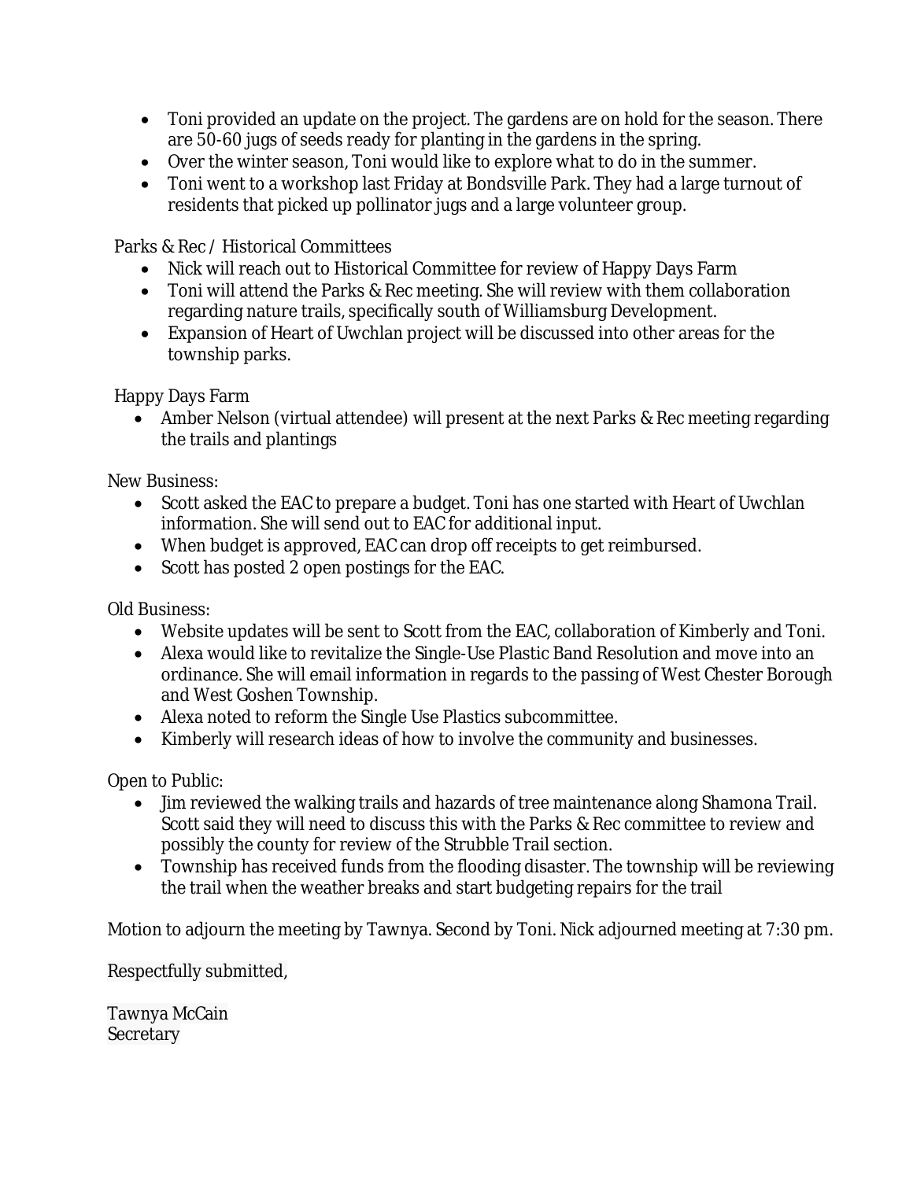- Toni provided an update on the project. The gardens are on hold for the season. There are 50-60 jugs of seeds ready for planting in the gardens in the spring.
- Over the winter season, Toni would like to explore what to do in the summer.
- Toni went to a workshop last Friday at Bondsville Park. They had a large turnout of residents that picked up pollinator jugs and a large volunteer group.

Parks & Rec / Historical Committees

- Nick will reach out to Historical Committee for review of Happy Days Farm
- Toni will attend the Parks & Rec meeting. She will review with them collaboration regarding nature trails, specifically south of Williamsburg Development.
- Expansion of Heart of Uwchlan project will be discussed into other areas for the township parks.

Happy Days Farm

- Amber Nelson (virtual attendee) will present at the next Parks & Rec meeting regarding the trails and plantings

New Business:

- Scott asked the EAC to prepare a budget. Toni has one started with Heart of Uwchlan information. She will send out to EAC for additional input.
- When budget is approved, EAC can drop off receipts to get reimbursed.
- Scott has posted 2 open postings for the EAC.

Old Business:

- Website updates will be sent to Scott from the EAC, collaboration of Kimberly and Toni.
- Alexa would like to revitalize the Single-Use Plastic Band Resolution and move into an ordinance. She will email information in regards to the passing of West Chester Borough and West Goshen Township.
- Alexa noted to reform the Single Use Plastics subcommittee.
- Kimberly will research ideas of how to involve the community and businesses.

Open to Public:

- Jim reviewed the walking trails and hazards of tree maintenance along Shamona Trail. Scott said they will need to discuss this with the Parks & Rec committee to review and possibly the county for review of the Strubble Trail section.
- Township has received funds from the flooding disaster. The township will be reviewing the trail when the weather breaks and start budgeting repairs for the trail

Motion to adjourn the meeting by Tawnya. Second by Toni. Nick adjourned meeting at 7:30 pm.

Respectfully submitted,

Tawnya McCain
Secretary